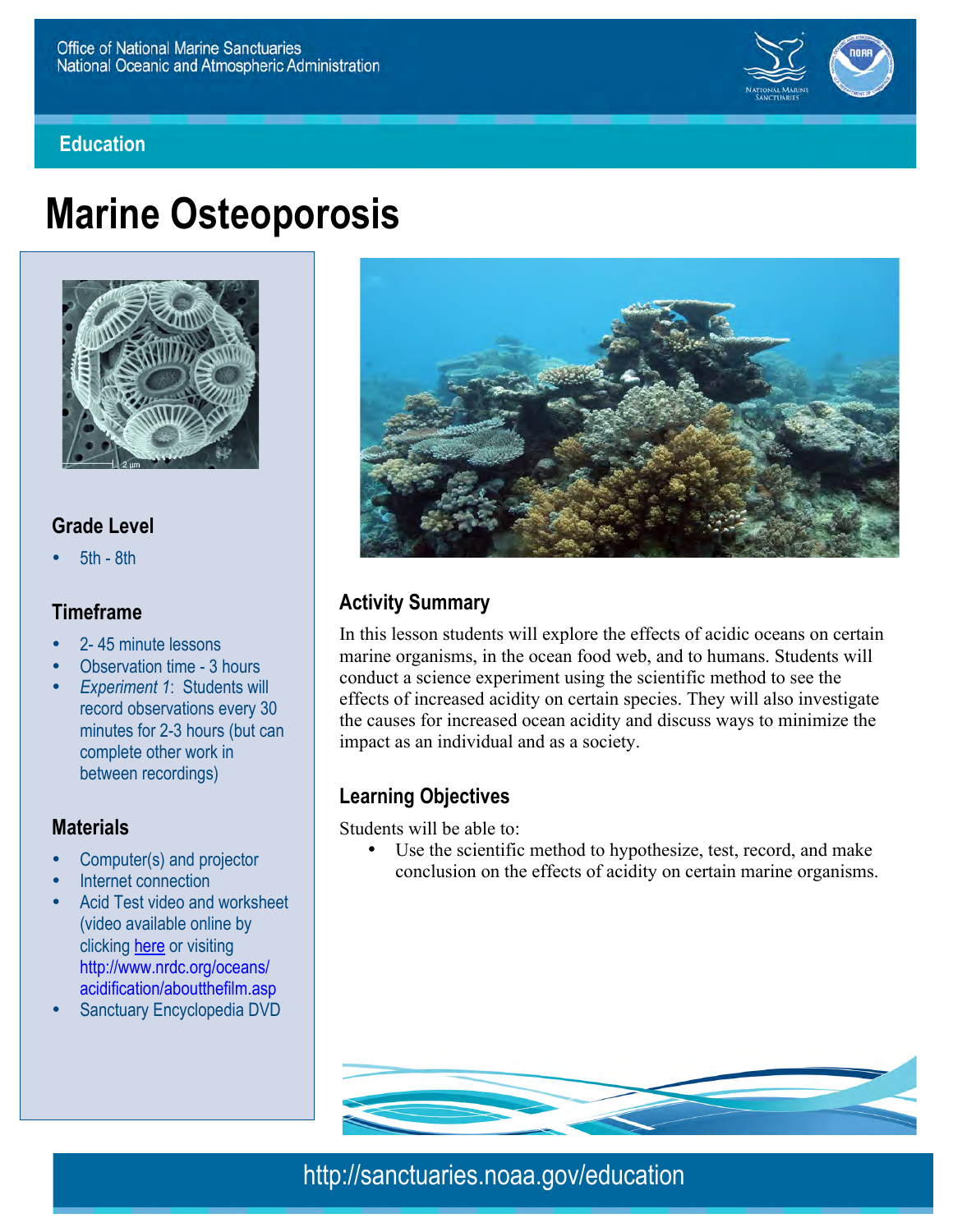Office of National Marine Sanctuaries
National Oceanic and Atmospheric Administration

Education

# Marine Osteoporosis

### Grade Level

- 5th - 8th

### Timeframe

- 2- 45 minute lessons
- Observation time - 3 hours
- *Experiment 1*: Students will record observations every 30 minutes for 2-3 hours (but can complete other work in between recordings)

### Materials

- Computer(s) and projector
- Internet connection
- Acid Test video and worksheet (video available online by clicking here or visiting http://www.nrdc.org/oceans/acidification/aboutthefilm.asp
- Sanctuary Encyclopedia DVD

## Activity Summary

In this lesson students will explore the effects of acidic oceans on certain marine organisms, in the ocean food web, and to humans. Students will conduct a science experiment using the scientific method to see the effects of increased acidity on certain species. They will also investigate the causes for increased ocean acidity and discuss ways to minimize the impact as an individual and as a society.

## Learning Objectives

Students will be able to:

- Use the scientific method to hypothesize, test, record, and make conclusion on the effects of acidity on certain marine organisms.

http://sanctuaries.noaa.gov/education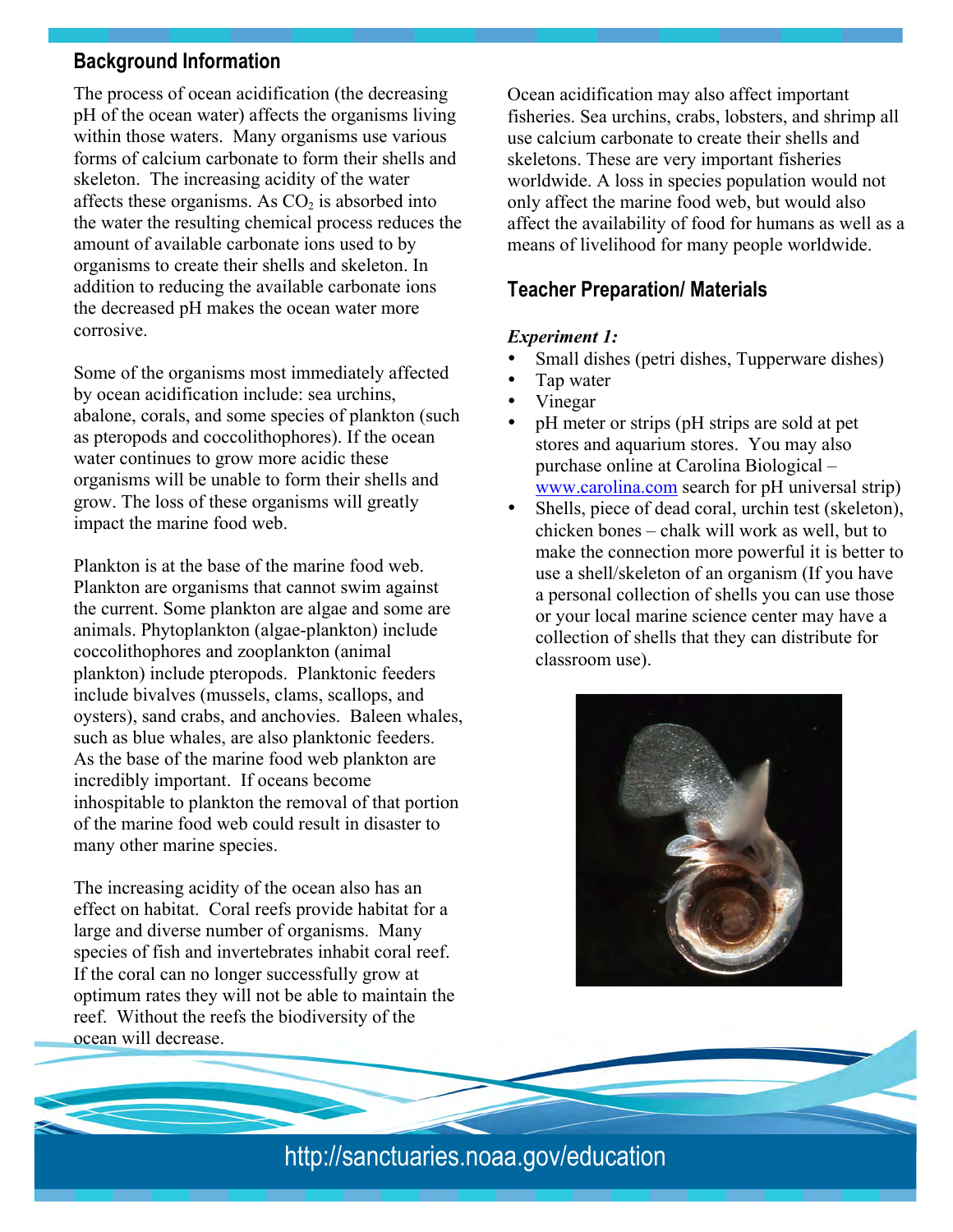## Background Information

The process of ocean acidification (the decreasing pH of the ocean water) affects the organisms living within those waters. Many organisms use various forms of calcium carbonate to form their shells and skeleton. The increasing acidity of the water affects these organisms. As $CO_2$ is absorbed into the water the resulting chemical process reduces the amount of available carbonate ions used to by organisms to create their shells and skeleton. In addition to reducing the available carbonate ions the decreased pH makes the ocean water more corrosive.

Some of the organisms most immediately affected by ocean acidification include: sea urchins, abalone, corals, and some species of plankton (such as pteropods and coccolithophores). If the ocean water continues to grow more acidic these organisms will be unable to form their shells and grow. The loss of these organisms will greatly impact the marine food web.

Plankton is at the base of the marine food web. Plankton are organisms that cannot swim against the current. Some plankton are algae and some are animals. Phytoplankton (algae-plankton) include coccolithophores and zooplankton (animal plankton) include pteropods. Planktonic feeders include bivalves (mussels, clams, scallops, and oysters), sand crabs, and anchovies. Baleen whales, such as blue whales, are also planktonic feeders. As the base of the marine food web plankton are incredibly important. If oceans become inhospitable to plankton the removal of that portion of the marine food web could result in disaster to many other marine species.

The increasing acidity of the ocean also has an effect on habitat. Coral reefs provide habitat for a large and diverse number of organisms. Many species of fish and invertebrates inhabit coral reef. If the coral can no longer successfully grow at optimum rates they will not be able to maintain the reef. Without the reefs the biodiversity of the ocean will decrease.

Ocean acidification may also affect important fisheries. Sea urchins, crabs, lobsters, and shrimp all use calcium carbonate to create their shells and skeletons. These are very important fisheries worldwide. A loss in species population would not only affect the marine food web, but would also affect the availability of food for humans as well as a means of livelihood for many people worldwide.

## Teacher Preparation/ Materials

***Experiment 1:***

- Small dishes (petri dishes, Tupperware dishes)
- Tap water
- Vinegar
- pH meter or strips (pH strips are sold at pet stores and aquarium stores. You may also purchase online at Carolina Biological – www.carolina.com search for pH universal strip)
- Shells, piece of dead coral, urchin test (skeleton), chicken bones – chalk will work as well, but to make the connection more powerful it is better to use a shell/skeleton of an organism (If you have a personal collection of shells you can use those or your local marine science center may have a collection of shells that they can distribute for classroom use).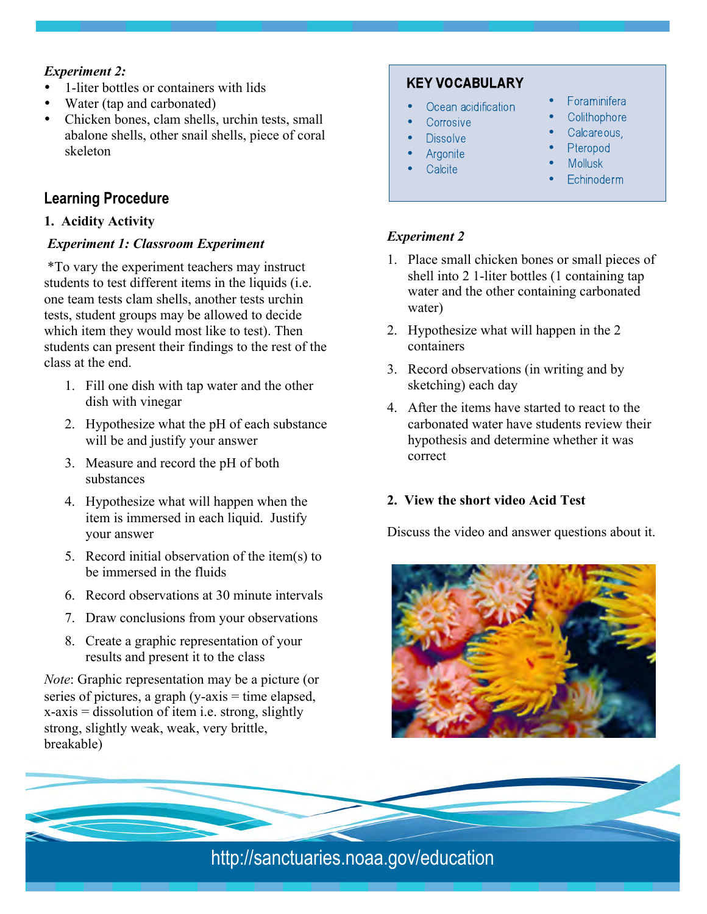*Experiment 2:*

- 1-liter bottles or containers with lids
- Water (tap and carbonated)
- Chicken bones, clam shells, urchin tests, small abalone shells, other snail shells, piece of coral skeleton

## Learning Procedure

### 1. Acidity Activity

***Experiment 1: Classroom Experiment***

*To vary the experiment teachers may instruct students to test different items in the liquids (i.e. one team tests clam shells, another tests urchin tests, student groups may be allowed to decide which item they would most like to test). Then students can present their findings to the rest of the class at the end.

1. Fill one dish with tap water and the other dish with vinegar
2. Hypothesize what the pH of each substance will be and justify your answer
3. Measure and record the pH of both substances
4. Hypothesize what will happen when the item is immersed in each liquid. Justify your answer
5. Record initial observation of the item(s) to be immersed in the fluids
6. Record observations at 30 minute intervals
7. Draw conclusions from your observations
8. Create a graphic representation of your results and present it to the class

*Note*: Graphic representation may be a picture (or series of pictures, a graph (y-axis = time elapsed, x-axis = dissolution of item i.e. strong, slightly strong, slightly weak, weak, very brittle, breakable)

**KEY VOCABULARY**

- Ocean acidification
- Corrosive
- Dissolve
- Argonite
- Calcite
- Foraminifera
- Colithophore
- Calcareous,
- Pteropod
- Mollusk
- Echinoderm

***Experiment 2***

1. Place small chicken bones or small pieces of shell into 2 1-liter bottles (1 containing tap water and the other containing carbonated water)
2. Hypothesize what will happen in the 2 containers
3. Record observations (in writing and by sketching) each day
4. After the items have started to react to the carbonated water have students review their hypothesis and determine whether it was correct

### 2. View the short video Acid Test

Discuss the video and answer questions about it.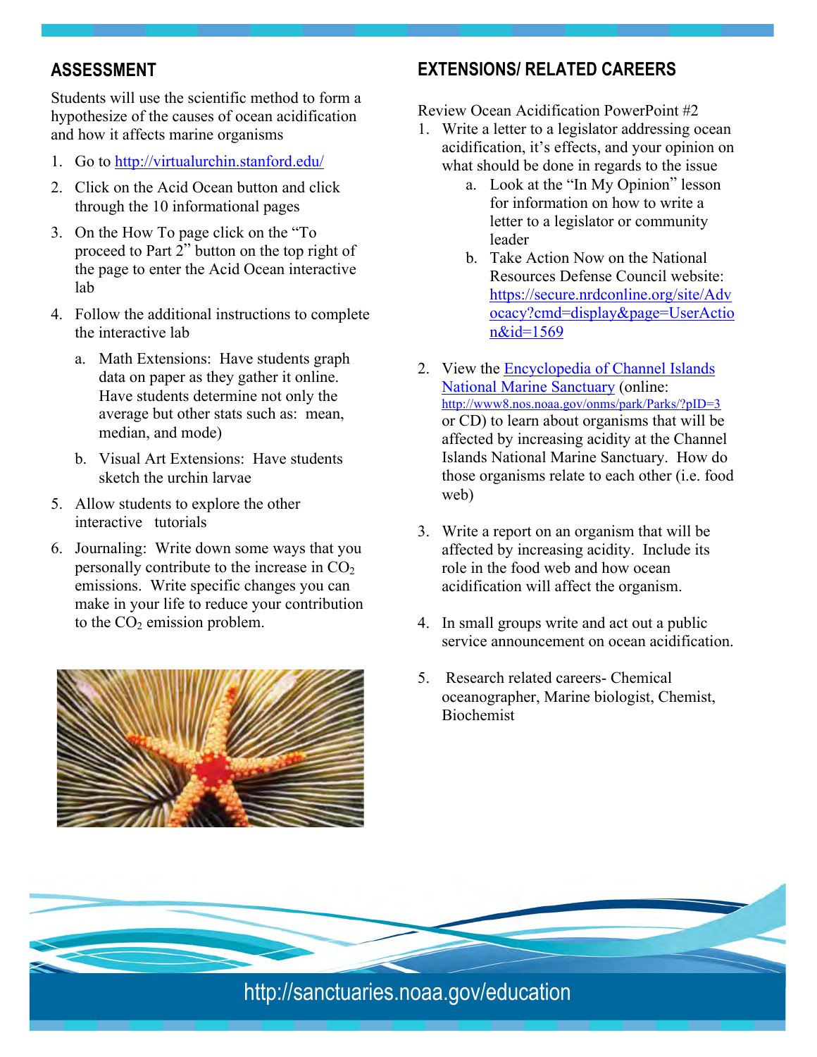## ASSESSMENT

Students will use the scientific method to form a hypothesize of the causes of ocean acidification and how it affects marine organisms

1. Go to http://virtualurchin.stanford.edu/
2. Click on the Acid Ocean button and click through the 10 informational pages
3. On the How To page click on the "To proceed to Part 2" button on the top right of the page to enter the Acid Ocean interactive lab
4. Follow the additional instructions to complete the interactive lab
   a. Math Extensions: Have students graph data on paper as they gather it online. Have students determine not only the average but other stats such as: mean, median, and mode)
   b. Visual Art Extensions: Have students sketch the urchin larvae
5. Allow students to explore the other interactive tutorials
6. Journaling: Write down some ways that you personally contribute to the increase in $CO_2$ emissions. Write specific changes you can make in your life to reduce your contribution to the $CO_2$ emission problem.

## EXTENSIONS/ RELATED CAREERS

Review Ocean Acidification PowerPoint #2

1. Write a letter to a legislator addressing ocean acidification, it's effects, and your opinion on what should be done in regards to the issue
   a. Look at the "In My Opinion" lesson for information on how to write a letter to a legislator or community leader
   b. Take Action Now on the National Resources Defense Council website: https://secure.nrdconline.org/site/Advocacy?cmd=display&page=UserAction&id=1569
2. View the Encyclopedia of Channel Islands National Marine Sanctuary (online: http://www8.nos.noaa.gov/onms/park/Parks/?pID=3 or CD) to learn about organisms that will be affected by increasing acidity at the Channel Islands National Marine Sanctuary. How do those organisms relate to each other (i.e. food web)
3. Write a report on an organism that will be affected by increasing acidity. Include its role in the food web and how ocean acidification will affect the organism.
4. In small groups write and act out a public service announcement on ocean acidification.
5. Research related careers- Chemical oceanographer, Marine biologist, Chemist, Biochemist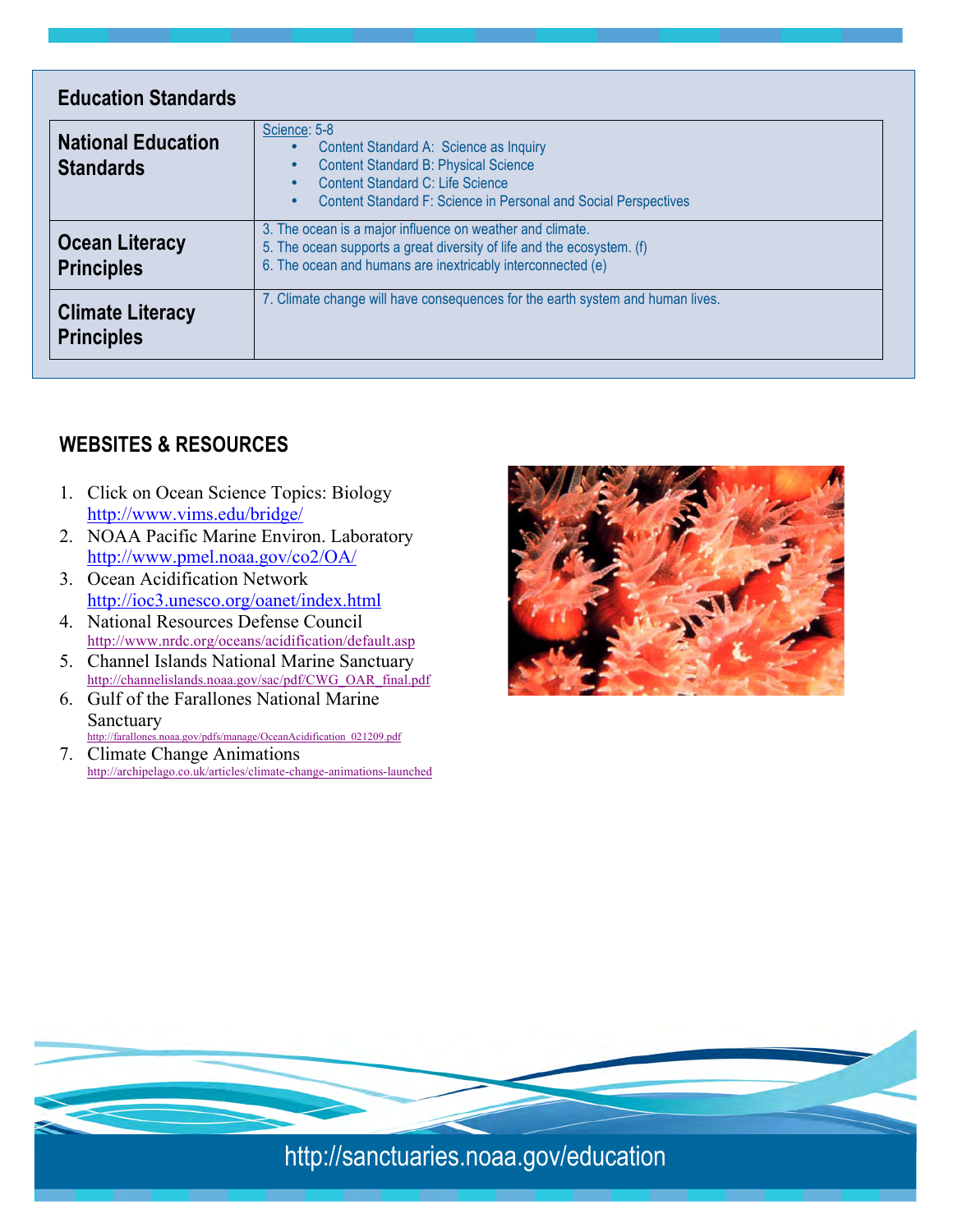## Education Standards

| | |
|---|---|
| **National Education Standards** | Science: 5-8<br>• Content Standard A: Science as Inquiry<br>• Content Standard B: Physical Science<br>• Content Standard C: Life Science<br>• Content Standard F: Science in Personal and Social Perspectives |
| **Ocean Literacy Principles** | 3. The ocean is a major influence on weather and climate.<br>5. The ocean supports a great diversity of life and the ecosystem. (f)<br>6. The ocean and humans are inextricably interconnected (e) |
| **Climate Literacy Principles** | 7. Climate change will have consequences for the earth system and human lives. |

## WEBSITES & RESOURCES

1. Click on Ocean Science Topics: Biology
   http://www.vims.edu/bridge/
2. NOAA Pacific Marine Environ. Laboratory
   http://www.pmel.noaa.gov/co2/OA/
3. Ocean Acidification Network
   http://ioc3.unesco.org/oanet/index.html
4. National Resources Defense Council
   http://www.nrdc.org/oceans/acidification/default.asp
5. Channel Islands National Marine Sanctuary
   http://channelislands.noaa.gov/sac/pdf/CWG_OAR_final.pdf
6. Gulf of the Farallones National Marine Sanctuary
   http://farallones.noaa.gov/pdfs/manage/OceanAcidification_021209.pdf
7. Climate Change Animations
   http://archipelago.co.uk/articles/climate-change-animations-launched

http://sanctuaries.noaa.gov/education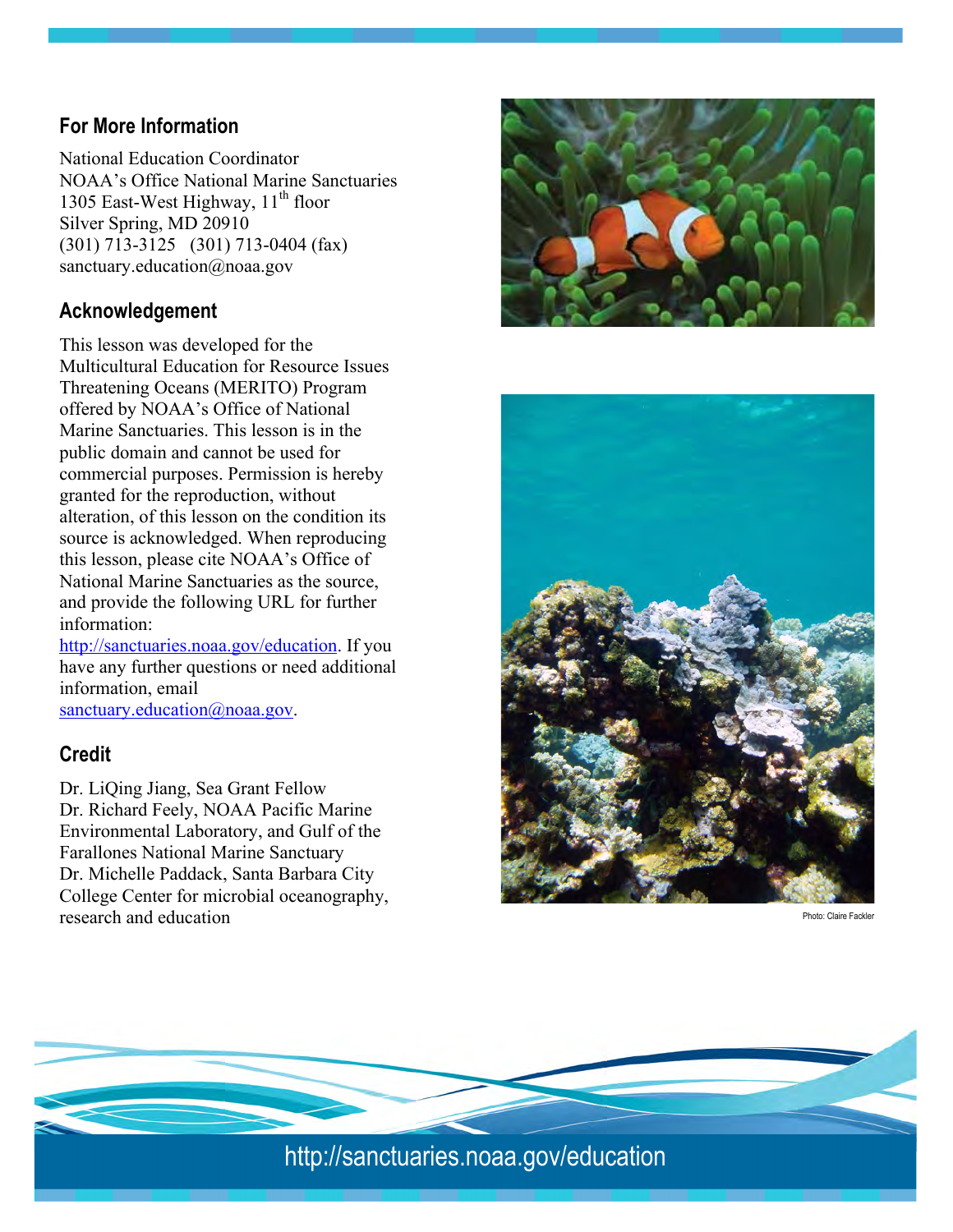## For More Information

National Education Coordinator
NOAA's Office National Marine Sanctuaries
1305 East-West Highway, 11th floor
Silver Spring, MD 20910
(301) 713-3125   (301) 713-0404 (fax)
sanctuary.education@noaa.gov

## Acknowledgement

This lesson was developed for the Multicultural Education for Resource Issues Threatening Oceans (MERITO) Program offered by NOAA's Office of National Marine Sanctuaries. This lesson is in the public domain and cannot be used for commercial purposes. Permission is hereby granted for the reproduction, without alteration, of this lesson on the condition its source is acknowledged. When reproducing this lesson, please cite NOAA's Office of National Marine Sanctuaries as the source, and provide the following URL for further information: http://sanctuaries.noaa.gov/education. If you have any further questions or need additional information, email sanctuary.education@noaa.gov.

## Credit

Dr. LiQing Jiang, Sea Grant Fellow
Dr. Richard Feely, NOAA Pacific Marine Environmental Laboratory, and Gulf of the Farallones National Marine Sanctuary
Dr. Michelle Paddack, Santa Barbara City College Center for microbial oceanography, research and education

Photo: Claire Fackler

http://sanctuaries.noaa.gov/education